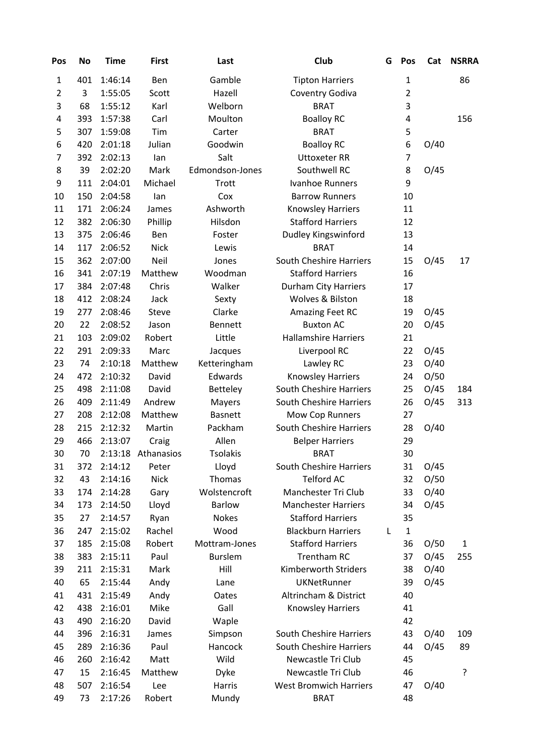| Pos | No | Time | First | Last | Club | G | Pos | Cat | NSRRA |
|---|---|---|---|---|---|---|---|---|---|
| 1 | 401 | 1:46:14 | Ben | Gamble | Tipton Harriers | | 1 | | 86 |
| 2 | 3 | 1:55:05 | Scott | Hazell | Coventry Godiva | | 2 | | |
| 3 | 68 | 1:55:12 | Karl | Welborn | BRAT | | 3 | | |
| 4 | 393 | 1:57:38 | Carl | Moulton | Boalloy RC | | 4 | | 156 |
| 5 | 307 | 1:59:08 | Tim | Carter | BRAT | | 5 | | |
| 6 | 420 | 2:01:18 | Julian | Goodwin | Boalloy RC | | 6 | O/40 | |
| 7 | 392 | 2:02:13 | Ian | Salt | Uttoxeter RR | | 7 | | |
| 8 | 39 | 2:02:20 | Mark | Edmondson-Jones | Southwell RC | | 8 | O/45 | |
| 9 | 111 | 2:04:01 | Michael | Trott | Ivanhoe Runners | | 9 | | |
| 10 | 150 | 2:04:58 | Ian | Cox | Barrow Runners | | 10 | | |
| 11 | 171 | 2:06:24 | James | Ashworth | Knowsley Harriers | | 11 | | |
| 12 | 382 | 2:06:30 | Phillip | Hilsdon | Stafford Harriers | | 12 | | |
| 13 | 375 | 2:06:46 | Ben | Foster | Dudley Kingswinford | | 13 | | |
| 14 | 117 | 2:06:52 | Nick | Lewis | BRAT | | 14 | | |
| 15 | 362 | 2:07:00 | Neil | Jones | South Cheshire Harriers | | 15 | O/45 | 17 |
| 16 | 341 | 2:07:19 | Matthew | Woodman | Stafford Harriers | | 16 | | |
| 17 | 384 | 2:07:48 | Chris | Walker | Durham City Harriers | | 17 | | |
| 18 | 412 | 2:08:24 | Jack | Sexty | Wolves & Bilston | | 18 | | |
| 19 | 277 | 2:08:46 | Steve | Clarke | Amazing Feet RC | | 19 | O/45 | |
| 20 | 22 | 2:08:52 | Jason | Bennett | Buxton AC | | 20 | O/45 | |
| 21 | 103 | 2:09:02 | Robert | Little | Hallamshire Harriers | | 21 | | |
| 22 | 291 | 2:09:33 | Marc | Jacques | Liverpool RC | | 22 | O/45 | |
| 23 | 74 | 2:10:18 | Matthew | Ketteringham | Lawley RC | | 23 | O/40 | |
| 24 | 472 | 2:10:32 | David | Edwards | Knowsley Harriers | | 24 | O/50 | |
| 25 | 498 | 2:11:08 | David | Betteley | South Cheshire Harriers | | 25 | O/45 | 184 |
| 26 | 409 | 2:11:49 | Andrew | Mayers | South Cheshire Harriers | | 26 | O/45 | 313 |
| 27 | 208 | 2:12:08 | Matthew | Basnett | Mow Cop Runners | | 27 | | |
| 28 | 215 | 2:12:32 | Martin | Packham | South Cheshire Harriers | | 28 | O/40 | |
| 29 | 466 | 2:13:07 | Craig | Allen | Belper Harriers | | 29 | | |
| 30 | 70 | 2:13:18 | Athanasios | Tsolakis | BRAT | | 30 | | |
| 31 | 372 | 2:14:12 | Peter | Lloyd | South Cheshire Harriers | | 31 | O/45 | |
| 32 | 43 | 2:14:16 | Nick | Thomas | Telford AC | | 32 | O/50 | |
| 33 | 174 | 2:14:28 | Gary | Wolstencroft | Manchester Tri Club | | 33 | O/40 | |
| 34 | 173 | 2:14:50 | Lloyd | Barlow | Manchester Harriers | | 34 | O/45 | |
| 35 | 27 | 2:14:57 | Ryan | Nokes | Stafford Harriers | | 35 | | |
| 36 | 247 | 2:15:02 | Rachel | Wood | Blackburn Harriers | L | 1 | | |
| 37 | 185 | 2:15:08 | Robert | Mottram-Jones | Stafford Harriers | | 36 | O/50 | 1 |
| 38 | 383 | 2:15:11 | Paul | Burslem | Trentham RC | | 37 | O/45 | 255 |
| 39 | 211 | 2:15:31 | Mark | Hill | Kimberworth Striders | | 38 | O/40 | |
| 40 | 65 | 2:15:44 | Andy | Lane | UKNetRunner | | 39 | O/45 | |
| 41 | 431 | 2:15:49 | Andy | Oates | Altrincham & District | | 40 | | |
| 42 | 438 | 2:16:01 | Mike | Gall | Knowsley Harriers | | 41 | | |
| 43 | 490 | 2:16:20 | David | Waple | | | 42 | | |
| 44 | 396 | 2:16:31 | James | Simpson | South Cheshire Harriers | | 43 | O/40 | 109 |
| 45 | 289 | 2:16:36 | Paul | Hancock | South Cheshire Harriers | | 44 | O/45 | 89 |
| 46 | 260 | 2:16:42 | Matt | Wild | Newcastle Tri Club | | 45 | | |
| 47 | 15 | 2:16:45 | Matthew | Dyke | Newcastle Tri Club | | 46 | | ? |
| 48 | 507 | 2:16:54 | Lee | Harris | West Bromwich Harriers | | 47 | O/40 | |
| 49 | 73 | 2:17:26 | Robert | Mundy | BRAT | | 48 | | |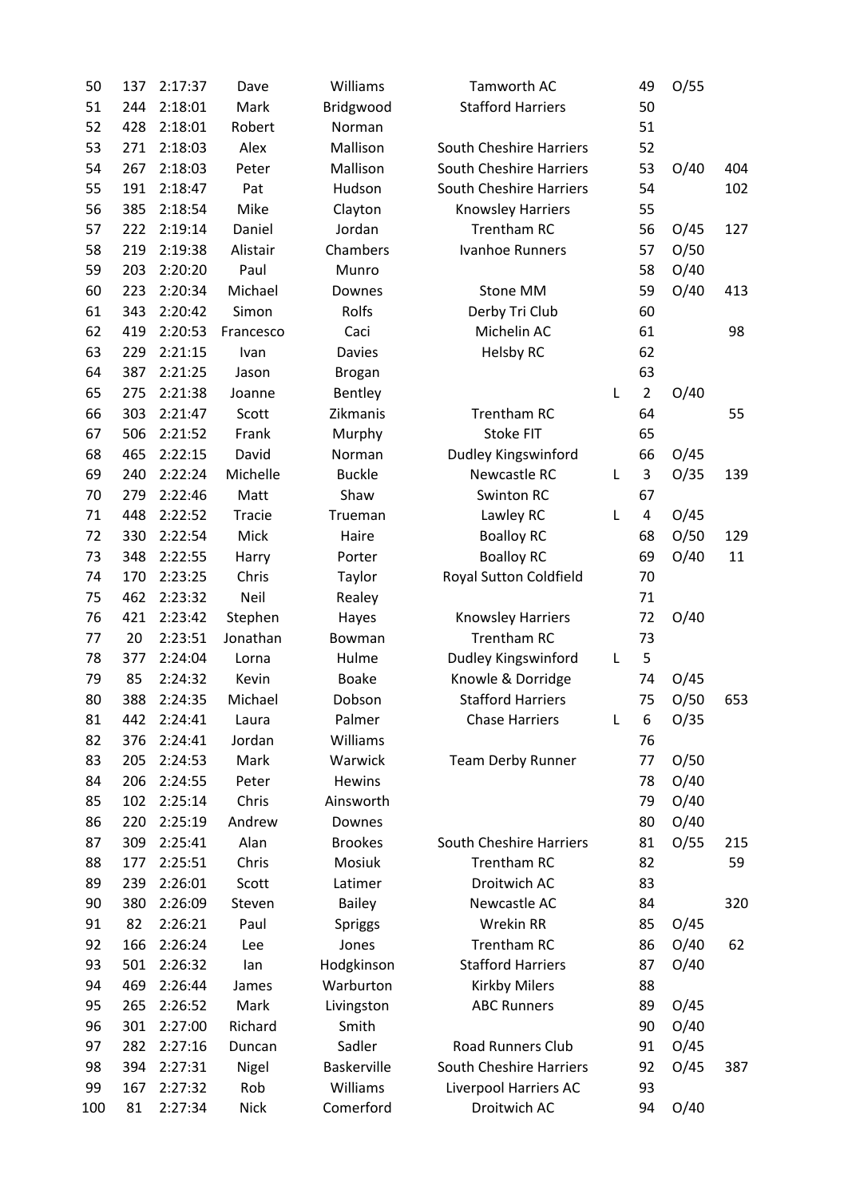| | | | | | | | | | |
|---|---|---|---|---|---|---|---|---|---|
| 50 | 137 | 2:17:37 | Dave | Williams | Tamworth AC | | 49 | O/55 | |
| 51 | 244 | 2:18:01 | Mark | Bridgwood | Stafford Harriers | | 50 | | |
| 52 | 428 | 2:18:01 | Robert | Norman | | | 51 | | |
| 53 | 271 | 2:18:03 | Alex | Mallison | South Cheshire Harriers | | 52 | | |
| 54 | 267 | 2:18:03 | Peter | Mallison | South Cheshire Harriers | | 53 | O/40 | 404 |
| 55 | 191 | 2:18:47 | Pat | Hudson | South Cheshire Harriers | | 54 | | 102 |
| 56 | 385 | 2:18:54 | Mike | Clayton | Knowsley Harriers | | 55 | | |
| 57 | 222 | 2:19:14 | Daniel | Jordan | Trentham RC | | 56 | O/45 | 127 |
| 58 | 219 | 2:19:38 | Alistair | Chambers | Ivanhoe Runners | | 57 | O/50 | |
| 59 | 203 | 2:20:20 | Paul | Munro | | | 58 | O/40 | |
| 60 | 223 | 2:20:34 | Michael | Downes | Stone MM | | 59 | O/40 | 413 |
| 61 | 343 | 2:20:42 | Simon | Rolfs | Derby Tri Club | | 60 | | |
| 62 | 419 | 2:20:53 | Francesco | Caci | Michelin AC | | 61 | | 98 |
| 63 | 229 | 2:21:15 | Ivan | Davies | Helsby RC | | 62 | | |
| 64 | 387 | 2:21:25 | Jason | Brogan | | | 63 | | |
| 65 | 275 | 2:21:38 | Joanne | Bentley | | L | 2 | O/40 | |
| 66 | 303 | 2:21:47 | Scott | Zikmanis | Trentham RC | | 64 | | 55 |
| 67 | 506 | 2:21:52 | Frank | Murphy | Stoke FIT | | 65 | | |
| 68 | 465 | 2:22:15 | David | Norman | Dudley Kingswinford | | 66 | O/45 | |
| 69 | 240 | 2:22:24 | Michelle | Buckle | Newcastle RC | L | 3 | O/35 | 139 |
| 70 | 279 | 2:22:46 | Matt | Shaw | Swinton RC | | 67 | | |
| 71 | 448 | 2:22:52 | Tracie | Trueman | Lawley RC | L | 4 | O/45 | |
| 72 | 330 | 2:22:54 | Mick | Haire | Boalloy RC | | 68 | O/50 | 129 |
| 73 | 348 | 2:22:55 | Harry | Porter | Boalloy RC | | 69 | O/40 | 11 |
| 74 | 170 | 2:23:25 | Chris | Taylor | Royal Sutton Coldfield | | 70 | | |
| 75 | 462 | 2:23:32 | Neil | Realey | | | 71 | | |
| 76 | 421 | 2:23:42 | Stephen | Hayes | Knowsley Harriers | | 72 | O/40 | |
| 77 | 20 | 2:23:51 | Jonathan | Bowman | Trentham RC | | 73 | | |
| 78 | 377 | 2:24:04 | Lorna | Hulme | Dudley Kingswinford | L | 5 | | |
| 79 | 85 | 2:24:32 | Kevin | Boake | Knowle & Dorridge | | 74 | O/45 | |
| 80 | 388 | 2:24:35 | Michael | Dobson | Stafford Harriers | | 75 | O/50 | 653 |
| 81 | 442 | 2:24:41 | Laura | Palmer | Chase Harriers | L | 6 | O/35 | |
| 82 | 376 | 2:24:41 | Jordan | Williams | | | 76 | | |
| 83 | 205 | 2:24:53 | Mark | Warwick | Team Derby Runner | | 77 | O/50 | |
| 84 | 206 | 2:24:55 | Peter | Hewins | | | 78 | O/40 | |
| 85 | 102 | 2:25:14 | Chris | Ainsworth | | | 79 | O/40 | |
| 86 | 220 | 2:25:19 | Andrew | Downes | | | 80 | O/40 | |
| 87 | 309 | 2:25:41 | Alan | Brookes | South Cheshire Harriers | | 81 | O/55 | 215 |
| 88 | 177 | 2:25:51 | Chris | Mosiuk | Trentham RC | | 82 | | 59 |
| 89 | 239 | 2:26:01 | Scott | Latimer | Droitwich AC | | 83 | | |
| 90 | 380 | 2:26:09 | Steven | Bailey | Newcastle AC | | 84 | | 320 |
| 91 | 82 | 2:26:21 | Paul | Spriggs | Wrekin RR | | 85 | O/45 | |
| 92 | 166 | 2:26:24 | Lee | Jones | Trentham RC | | 86 | O/40 | 62 |
| 93 | 501 | 2:26:32 | Ian | Hodgkinson | Stafford Harriers | | 87 | O/40 | |
| 94 | 469 | 2:26:44 | James | Warburton | Kirkby Milers | | 88 | | |
| 95 | 265 | 2:26:52 | Mark | Livingston | ABC Runners | | 89 | O/45 | |
| 96 | 301 | 2:27:00 | Richard | Smith | | | 90 | O/40 | |
| 97 | 282 | 2:27:16 | Duncan | Sadler | Road Runners Club | | 91 | O/45 | |
| 98 | 394 | 2:27:31 | Nigel | Baskerville | South Cheshire Harriers | | 92 | O/45 | 387 |
| 99 | 167 | 2:27:32 | Rob | Williams | Liverpool Harriers AC | | 93 | | |
| 100 | 81 | 2:27:34 | Nick | Comerford | Droitwich AC | | 94 | O/40 | |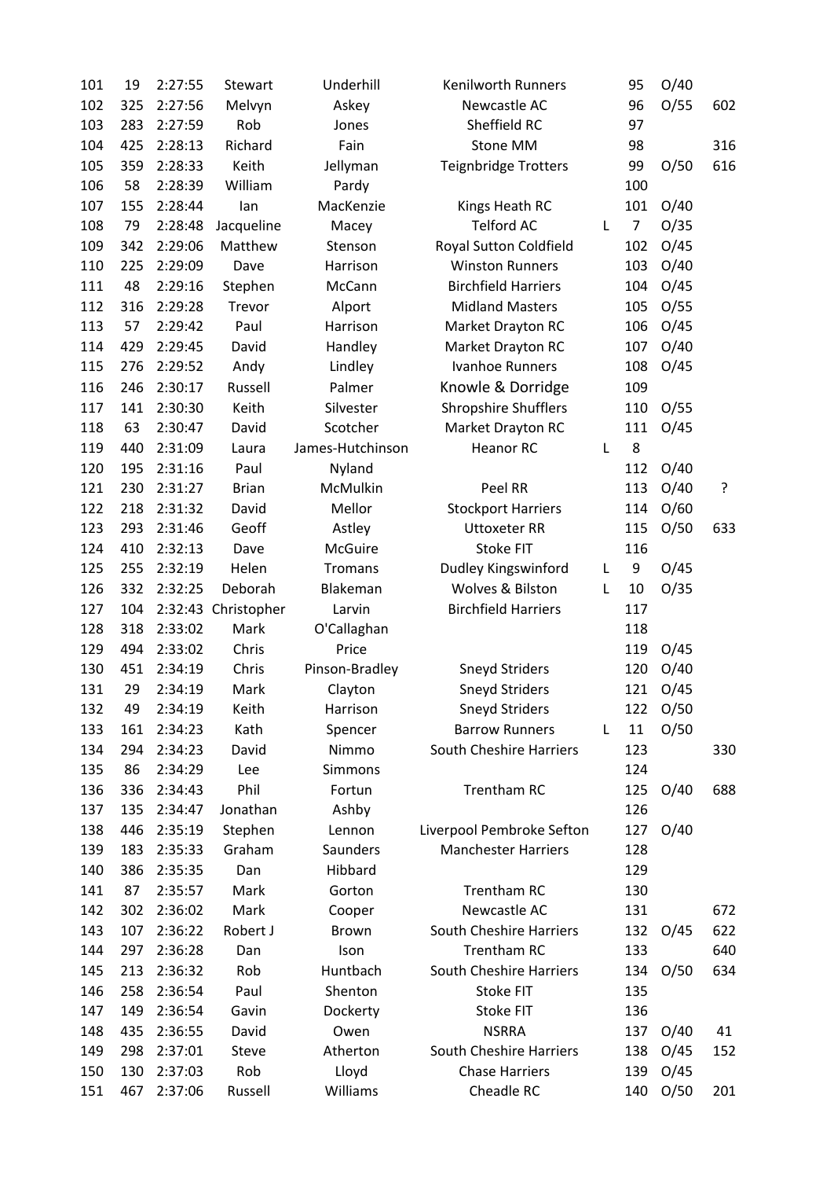| | | | | | | | | | |
|---|---|---|---|---|---|---|---|---|---|
| 101 | 19 | 2:27:55 | Stewart | Underhill | Kenilworth Runners | | 95 | O/40 | |
| 102 | 325 | 2:27:56 | Melvyn | Askey | Newcastle AC | | 96 | O/55 | 602 |
| 103 | 283 | 2:27:59 | Rob | Jones | Sheffield RC | | 97 | | |
| 104 | 425 | 2:28:13 | Richard | Fain | Stone MM | | 98 | | 316 |
| 105 | 359 | 2:28:33 | Keith | Jellyman | Teignbridge Trotters | | 99 | O/50 | 616 |
| 106 | 58 | 2:28:39 | William | Pardy | | | 100 | | |
| 107 | 155 | 2:28:44 | Ian | MacKenzie | Kings Heath RC | | 101 | O/40 | |
| 108 | 79 | 2:28:48 | Jacqueline | Macey | Telford AC | L | 7 | O/35 | |
| 109 | 342 | 2:29:06 | Matthew | Stenson | Royal Sutton Coldfield | | 102 | O/45 | |
| 110 | 225 | 2:29:09 | Dave | Harrison | Winston Runners | | 103 | O/40 | |
| 111 | 48 | 2:29:16 | Stephen | McCann | Birchfield Harriers | | 104 | O/45 | |
| 112 | 316 | 2:29:28 | Trevor | Alport | Midland Masters | | 105 | O/55 | |
| 113 | 57 | 2:29:42 | Paul | Harrison | Market Drayton RC | | 106 | O/45 | |
| 114 | 429 | 2:29:45 | David | Handley | Market Drayton RC | | 107 | O/40 | |
| 115 | 276 | 2:29:52 | Andy | Lindley | Ivanhoe Runners | | 108 | O/45 | |
| 116 | 246 | 2:30:17 | Russell | Palmer | Knowle & Dorridge | | 109 | | |
| 117 | 141 | 2:30:30 | Keith | Silvester | Shropshire Shufflers | | 110 | O/55 | |
| 118 | 63 | 2:30:47 | David | Scotcher | Market Drayton RC | | 111 | O/45 | |
| 119 | 440 | 2:31:09 | Laura | James-Hutchinson | Heanor RC | L | 8 | | |
| 120 | 195 | 2:31:16 | Paul | Nyland | | | 112 | O/40 | |
| 121 | 230 | 2:31:27 | Brian | McMulkin | Peel RR | | 113 | O/40 | ? |
| 122 | 218 | 2:31:32 | David | Mellor | Stockport Harriers | | 114 | O/60 | |
| 123 | 293 | 2:31:46 | Geoff | Astley | Uttoxeter RR | | 115 | O/50 | 633 |
| 124 | 410 | 2:32:13 | Dave | McGuire | Stoke FIT | | 116 | | |
| 125 | 255 | 2:32:19 | Helen | Tromans | Dudley Kingswinford | L | 9 | O/45 | |
| 126 | 332 | 2:32:25 | Deborah | Blakeman | Wolves & Bilston | L | 10 | O/35 | |
| 127 | 104 | 2:32:43 | Christopher | Larvin | Birchfield Harriers | | 117 | | |
| 128 | 318 | 2:33:02 | Mark | O'Callaghan | | | 118 | | |
| 129 | 494 | 2:33:02 | Chris | Price | | | 119 | O/45 | |
| 130 | 451 | 2:34:19 | Chris | Pinson-Bradley | Sneyd Striders | | 120 | O/40 | |
| 131 | 29 | 2:34:19 | Mark | Clayton | Sneyd Striders | | 121 | O/45 | |
| 132 | 49 | 2:34:19 | Keith | Harrison | Sneyd Striders | | 122 | O/50 | |
| 133 | 161 | 2:34:23 | Kath | Spencer | Barrow Runners | L | 11 | O/50 | |
| 134 | 294 | 2:34:23 | David | Nimmo | South Cheshire Harriers | | 123 | | 330 |
| 135 | 86 | 2:34:29 | Lee | Simmons | | | 124 | | |
| 136 | 336 | 2:34:43 | Phil | Fortun | Trentham RC | | 125 | O/40 | 688 |
| 137 | 135 | 2:34:47 | Jonathan | Ashby | | | 126 | | |
| 138 | 446 | 2:35:19 | Stephen | Lennon | Liverpool Pembroke Sefton | | 127 | O/40 | |
| 139 | 183 | 2:35:33 | Graham | Saunders | Manchester Harriers | | 128 | | |
| 140 | 386 | 2:35:35 | Dan | Hibbard | | | 129 | | |
| 141 | 87 | 2:35:57 | Mark | Gorton | Trentham RC | | 130 | | |
| 142 | 302 | 2:36:02 | Mark | Cooper | Newcastle AC | | 131 | | 672 |
| 143 | 107 | 2:36:22 | Robert J | Brown | South Cheshire Harriers | | 132 | O/45 | 622 |
| 144 | 297 | 2:36:28 | Dan | Ison | Trentham RC | | 133 | | 640 |
| 145 | 213 | 2:36:32 | Rob | Huntbach | South Cheshire Harriers | | 134 | O/50 | 634 |
| 146 | 258 | 2:36:54 | Paul | Shenton | Stoke FIT | | 135 | | |
| 147 | 149 | 2:36:54 | Gavin | Dockerty | Stoke FIT | | 136 | | |
| 148 | 435 | 2:36:55 | David | Owen | NSRRA | | 137 | O/40 | 41 |
| 149 | 298 | 2:37:01 | Steve | Atherton | South Cheshire Harriers | | 138 | O/45 | 152 |
| 150 | 130 | 2:37:03 | Rob | Lloyd | Chase Harriers | | 139 | O/45 | |
| 151 | 467 | 2:37:06 | Russell | Williams | Cheadle RC | | 140 | O/50 | 201 |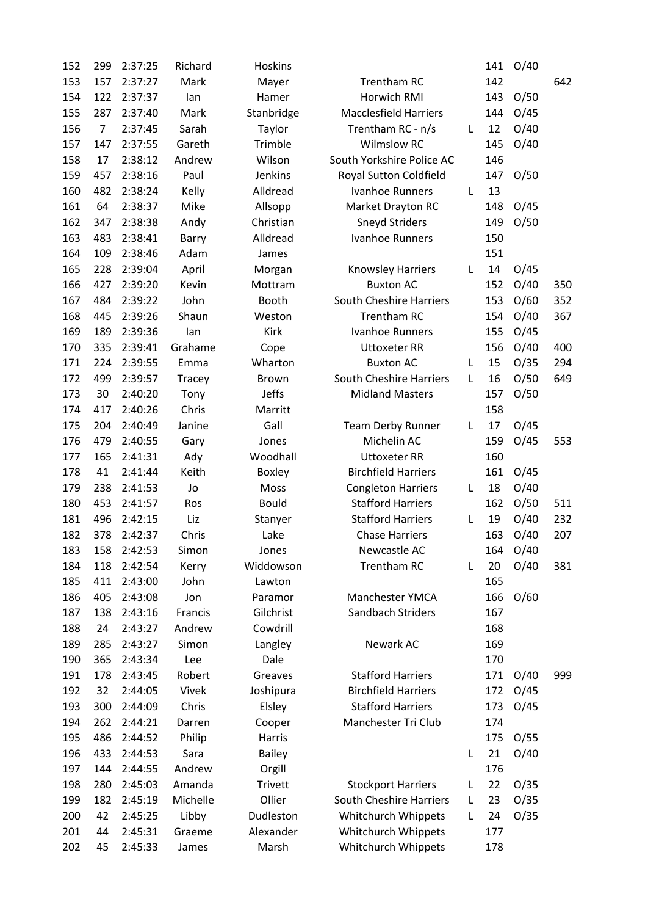| | | | | | | | | | |
|---|---|---|---|---|---|---|---|---|---|
| 152 | 299 | 2:37:25 | Richard | Hoskins | | | 141 | O/40 | |
| 153 | 157 | 2:37:27 | Mark | Mayer | Trentham RC | | 142 | | 642 |
| 154 | 122 | 2:37:37 | Ian | Hamer | Horwich RMI | | 143 | O/50 | |
| 155 | 287 | 2:37:40 | Mark | Stanbridge | Macclesfield Harriers | | 144 | O/45 | |
| 156 | 7 | 2:37:45 | Sarah | Taylor | Trentham RC - n/s | L | 12 | O/40 | |
| 157 | 147 | 2:37:55 | Gareth | Trimble | Wilmslow RC | | 145 | O/40 | |
| 158 | 17 | 2:38:12 | Andrew | Wilson | South Yorkshire Police AC | | 146 | | |
| 159 | 457 | 2:38:16 | Paul | Jenkins | Royal Sutton Coldfield | | 147 | O/50 | |
| 160 | 482 | 2:38:24 | Kelly | Alldread | Ivanhoe Runners | L | 13 | | |
| 161 | 64 | 2:38:37 | Mike | Allsopp | Market Drayton RC | | 148 | O/45 | |
| 162 | 347 | 2:38:38 | Andy | Christian | Sneyd Striders | | 149 | O/50 | |
| 163 | 483 | 2:38:41 | Barry | Alldread | Ivanhoe Runners | | 150 | | |
| 164 | 109 | 2:38:46 | Adam | James | | | 151 | | |
| 165 | 228 | 2:39:04 | April | Morgan | Knowsley Harriers | L | 14 | O/45 | |
| 166 | 427 | 2:39:20 | Kevin | Mottram | Buxton AC | | 152 | O/40 | 350 |
| 167 | 484 | 2:39:22 | John | Booth | South Cheshire Harriers | | 153 | O/60 | 352 |
| 168 | 445 | 2:39:26 | Shaun | Weston | Trentham RC | | 154 | O/40 | 367 |
| 169 | 189 | 2:39:36 | Ian | Kirk | Ivanhoe Runners | | 155 | O/45 | |
| 170 | 335 | 2:39:41 | Grahame | Cope | Uttoxeter RR | | 156 | O/40 | 400 |
| 171 | 224 | 2:39:55 | Emma | Wharton | Buxton AC | L | 15 | O/35 | 294 |
| 172 | 499 | 2:39:57 | Tracey | Brown | South Cheshire Harriers | L | 16 | O/50 | 649 |
| 173 | 30 | 2:40:20 | Tony | Jeffs | Midland Masters | | 157 | O/50 | |
| 174 | 417 | 2:40:26 | Chris | Marritt | | | 158 | | |
| 175 | 204 | 2:40:49 | Janine | Gall | Team Derby Runner | L | 17 | O/45 | |
| 176 | 479 | 2:40:55 | Gary | Jones | Michelin AC | | 159 | O/45 | 553 |
| 177 | 165 | 2:41:31 | Ady | Woodhall | Uttoxeter RR | | 160 | | |
| 178 | 41 | 2:41:44 | Keith | Boxley | Birchfield Harriers | | 161 | O/45 | |
| 179 | 238 | 2:41:53 | Jo | Moss | Congleton Harriers | L | 18 | O/40 | |
| 180 | 453 | 2:41:57 | Ros | Bould | Stafford Harriers | | 162 | O/50 | 511 |
| 181 | 496 | 2:42:15 | Liz | Stanyer | Stafford Harriers | L | 19 | O/40 | 232 |
| 182 | 378 | 2:42:37 | Chris | Lake | Chase Harriers | | 163 | O/40 | 207 |
| 183 | 158 | 2:42:53 | Simon | Jones | Newcastle AC | | 164 | O/40 | |
| 184 | 118 | 2:42:54 | Kerry | Widdowson | Trentham RC | L | 20 | O/40 | 381 |
| 185 | 411 | 2:43:00 | John | Lawton | | | 165 | | |
| 186 | 405 | 2:43:08 | Jon | Paramor | Manchester YMCA | | 166 | O/60 | |
| 187 | 138 | 2:43:16 | Francis | Gilchrist | Sandbach Striders | | 167 | | |
| 188 | 24 | 2:43:27 | Andrew | Cowdrill | | | 168 | | |
| 189 | 285 | 2:43:27 | Simon | Langley | Newark AC | | 169 | | |
| 190 | 365 | 2:43:34 | Lee | Dale | | | 170 | | |
| 191 | 178 | 2:43:45 | Robert | Greaves | Stafford Harriers | | 171 | O/40 | 999 |
| 192 | 32 | 2:44:05 | Vivek | Joshipura | Birchfield Harriers | | 172 | O/45 | |
| 193 | 300 | 2:44:09 | Chris | Elsley | Stafford Harriers | | 173 | O/45 | |
| 194 | 262 | 2:44:21 | Darren | Cooper | Manchester Tri Club | | 174 | | |
| 195 | 486 | 2:44:52 | Philip | Harris | | | 175 | O/55 | |
| 196 | 433 | 2:44:53 | Sara | Bailey | | L | 21 | O/40 | |
| 197 | 144 | 2:44:55 | Andrew | Orgill | | | 176 | | |
| 198 | 280 | 2:45:03 | Amanda | Trivett | Stockport Harriers | L | 22 | O/35 | |
| 199 | 182 | 2:45:19 | Michelle | Ollier | South Cheshire Harriers | L | 23 | O/35 | |
| 200 | 42 | 2:45:25 | Libby | Dudleston | Whitchurch Whippets | L | 24 | O/35 | |
| 201 | 44 | 2:45:31 | Graeme | Alexander | Whitchurch Whippets | | 177 | | |
| 202 | 45 | 2:45:33 | James | Marsh | Whitchurch Whippets | | 178 | | |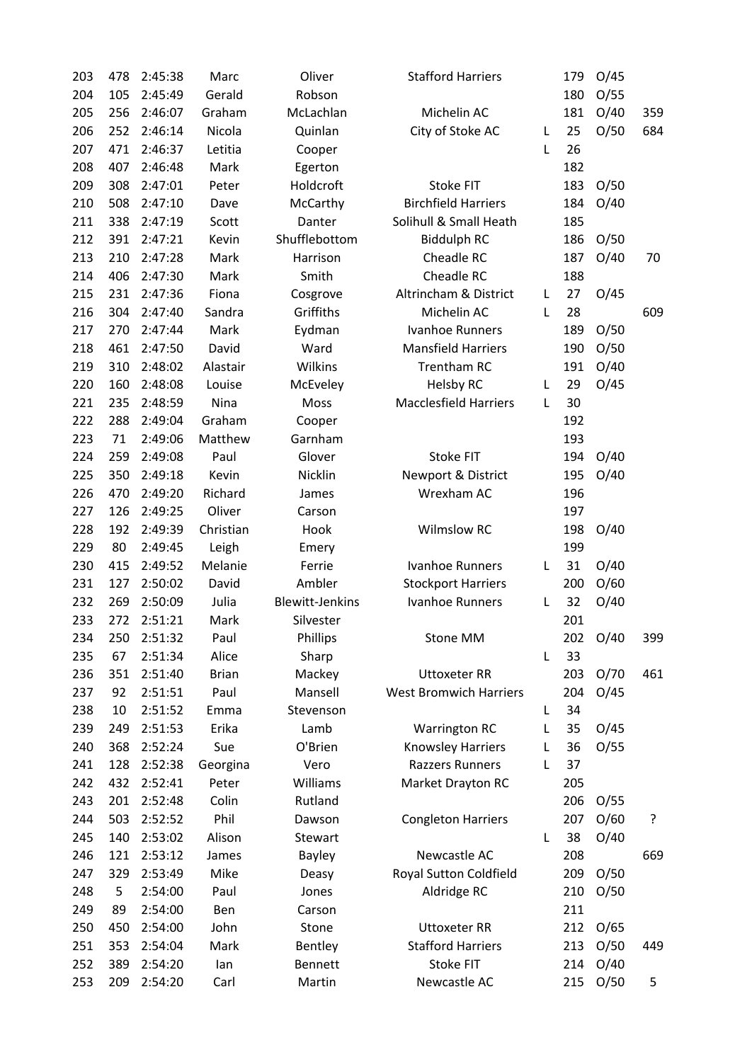| | | | | | | | | | |
|---|---|---|---|---|---|---|---|---|---|
| 203 | 478 | 2:45:38 | Marc | Oliver | Stafford Harriers | | 179 | O/45 | |
| 204 | 105 | 2:45:49 | Gerald | Robson | | | 180 | O/55 | |
| 205 | 256 | 2:46:07 | Graham | McLachlan | Michelin AC | | 181 | O/40 | 359 |
| 206 | 252 | 2:46:14 | Nicola | Quinlan | City of Stoke AC | L | 25 | O/50 | 684 |
| 207 | 471 | 2:46:37 | Letitia | Cooper | | L | 26 | | |
| 208 | 407 | 2:46:48 | Mark | Egerton | | | 182 | | |
| 209 | 308 | 2:47:01 | Peter | Holdcroft | Stoke FIT | | 183 | O/50 | |
| 210 | 508 | 2:47:10 | Dave | McCarthy | Birchfield Harriers | | 184 | O/40 | |
| 211 | 338 | 2:47:19 | Scott | Danter | Solihull & Small Heath | | 185 | | |
| 212 | 391 | 2:47:21 | Kevin | Shufflebottom | Biddulph RC | | 186 | O/50 | |
| 213 | 210 | 2:47:28 | Mark | Harrison | Cheadle RC | | 187 | O/40 | 70 |
| 214 | 406 | 2:47:30 | Mark | Smith | Cheadle RC | | 188 | | |
| 215 | 231 | 2:47:36 | Fiona | Cosgrove | Altrincham & District | L | 27 | O/45 | |
| 216 | 304 | 2:47:40 | Sandra | Griffiths | Michelin AC | L | 28 | | 609 |
| 217 | 270 | 2:47:44 | Mark | Eydman | Ivanhoe Runners | | 189 | O/50 | |
| 218 | 461 | 2:47:50 | David | Ward | Mansfield Harriers | | 190 | O/50 | |
| 219 | 310 | 2:48:02 | Alastair | Wilkins | Trentham RC | | 191 | O/40 | |
| 220 | 160 | 2:48:08 | Louise | McEveley | Helsby RC | L | 29 | O/45 | |
| 221 | 235 | 2:48:59 | Nina | Moss | Macclesfield Harriers | L | 30 | | |
| 222 | 288 | 2:49:04 | Graham | Cooper | | | 192 | | |
| 223 | 71 | 2:49:06 | Matthew | Garnham | | | 193 | | |
| 224 | 259 | 2:49:08 | Paul | Glover | Stoke FIT | | 194 | O/40 | |
| 225 | 350 | 2:49:18 | Kevin | Nicklin | Newport & District | | 195 | O/40 | |
| 226 | 470 | 2:49:20 | Richard | James | Wrexham AC | | 196 | | |
| 227 | 126 | 2:49:25 | Oliver | Carson | | | 197 | | |
| 228 | 192 | 2:49:39 | Christian | Hook | Wilmslow RC | | 198 | O/40 | |
| 229 | 80 | 2:49:45 | Leigh | Emery | | | 199 | | |
| 230 | 415 | 2:49:52 | Melanie | Ferrie | Ivanhoe Runners | L | 31 | O/40 | |
| 231 | 127 | 2:50:02 | David | Ambler | Stockport Harriers | | 200 | O/60 | |
| 232 | 269 | 2:50:09 | Julia | Blewitt-Jenkins | Ivanhoe Runners | L | 32 | O/40 | |
| 233 | 272 | 2:51:21 | Mark | Silvester | | | 201 | | |
| 234 | 250 | 2:51:32 | Paul | Phillips | Stone MM | | 202 | O/40 | 399 |
| 235 | 67 | 2:51:34 | Alice | Sharp | | L | 33 | | |
| 236 | 351 | 2:51:40 | Brian | Mackey | Uttoxeter RR | | 203 | O/70 | 461 |
| 237 | 92 | 2:51:51 | Paul | Mansell | West Bromwich Harriers | | 204 | O/45 | |
| 238 | 10 | 2:51:52 | Emma | Stevenson | | L | 34 | | |
| 239 | 249 | 2:51:53 | Erika | Lamb | Warrington RC | L | 35 | O/45 | |
| 240 | 368 | 2:52:24 | Sue | O'Brien | Knowsley Harriers | L | 36 | O/55 | |
| 241 | 128 | 2:52:38 | Georgina | Vero | Razzers Runners | L | 37 | | |
| 242 | 432 | 2:52:41 | Peter | Williams | Market Drayton RC | | 205 | | |
| 243 | 201 | 2:52:48 | Colin | Rutland | | | 206 | O/55 | |
| 244 | 503 | 2:52:52 | Phil | Dawson | Congleton Harriers | | 207 | O/60 | ? |
| 245 | 140 | 2:53:02 | Alison | Stewart | | L | 38 | O/40 | |
| 246 | 121 | 2:53:12 | James | Bayley | Newcastle AC | | 208 | | 669 |
| 247 | 329 | 2:53:49 | Mike | Deasy | Royal Sutton Coldfield | | 209 | O/50 | |
| 248 | 5 | 2:54:00 | Paul | Jones | Aldridge RC | | 210 | O/50 | |
| 249 | 89 | 2:54:00 | Ben | Carson | | | 211 | | |
| 250 | 450 | 2:54:00 | John | Stone | Uttoxeter RR | | 212 | O/65 | |
| 251 | 353 | 2:54:04 | Mark | Bentley | Stafford Harriers | | 213 | O/50 | 449 |
| 252 | 389 | 2:54:20 | Ian | Bennett | Stoke FIT | | 214 | O/40 | |
| 253 | 209 | 2:54:20 | Carl | Martin | Newcastle AC | | 215 | O/50 | 5 |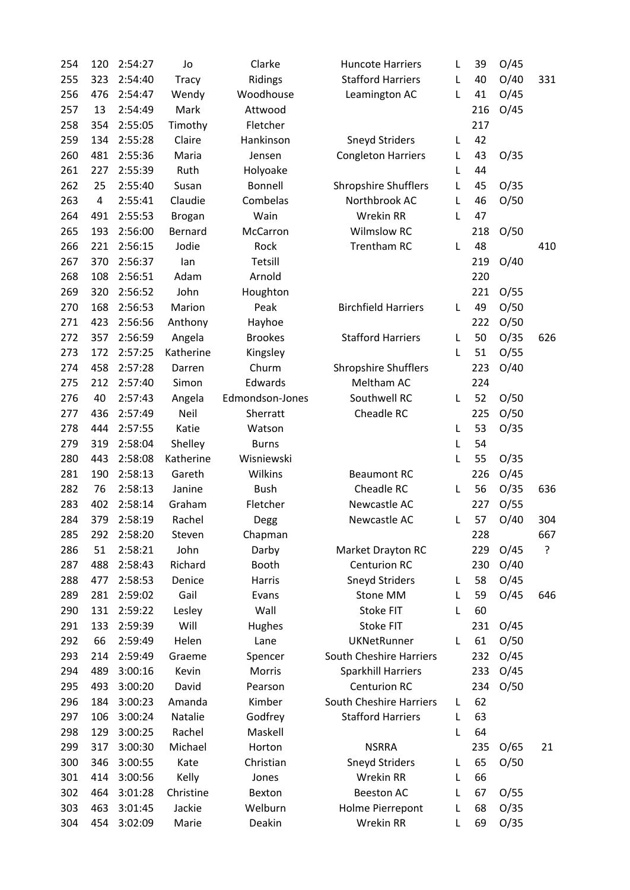| | | | | | | | | | |
|---|---|---|---|---|---|---|---|---|---|
| 254 | 120 | 2:54:27 | Jo | Clarke | Huncote Harriers | L | 39 | O/45 | |
| 255 | 323 | 2:54:40 | Tracy | Ridings | Stafford Harriers | L | 40 | O/40 | 331 |
| 256 | 476 | 2:54:47 | Wendy | Woodhouse | Leamington AC | L | 41 | O/45 | |
| 257 | 13 | 2:54:49 | Mark | Attwood | | | 216 | O/45 | |
| 258 | 354 | 2:55:05 | Timothy | Fletcher | | | 217 | | |
| 259 | 134 | 2:55:28 | Claire | Hankinson | Sneyd Striders | L | 42 | | |
| 260 | 481 | 2:55:36 | Maria | Jensen | Congleton Harriers | L | 43 | O/35 | |
| 261 | 227 | 2:55:39 | Ruth | Holyoake | | L | 44 | | |
| 262 | 25 | 2:55:40 | Susan | Bonnell | Shropshire Shufflers | L | 45 | O/35 | |
| 263 | 4 | 2:55:41 | Claudie | Combelas | Northbrook AC | L | 46 | O/50 | |
| 264 | 491 | 2:55:53 | Brogan | Wain | Wrekin RR | L | 47 | | |
| 265 | 193 | 2:56:00 | Bernard | McCarron | Wilmslow RC | | 218 | O/50 | |
| 266 | 221 | 2:56:15 | Jodie | Rock | Trentham RC | L | 48 | | 410 |
| 267 | 370 | 2:56:37 | Ian | Tetsill | | | 219 | O/40 | |
| 268 | 108 | 2:56:51 | Adam | Arnold | | | 220 | | |
| 269 | 320 | 2:56:52 | John | Houghton | | | 221 | O/55 | |
| 270 | 168 | 2:56:53 | Marion | Peak | Birchfield Harriers | L | 49 | O/50 | |
| 271 | 423 | 2:56:56 | Anthony | Hayhoe | | | 222 | O/50 | |
| 272 | 357 | 2:56:59 | Angela | Brookes | Stafford Harriers | L | 50 | O/35 | 626 |
| 273 | 172 | 2:57:25 | Katherine | Kingsley | | L | 51 | O/55 | |
| 274 | 458 | 2:57:28 | Darren | Churm | Shropshire Shufflers | | 223 | O/40 | |
| 275 | 212 | 2:57:40 | Simon | Edwards | Meltham AC | | 224 | | |
| 276 | 40 | 2:57:43 | Angela | Edmondson-Jones | Southwell RC | L | 52 | O/50 | |
| 277 | 436 | 2:57:49 | Neil | Sherratt | Cheadle RC | | 225 | O/50 | |
| 278 | 444 | 2:57:55 | Katie | Watson | | L | 53 | O/35 | |
| 279 | 319 | 2:58:04 | Shelley | Burns | | L | 54 | | |
| 280 | 443 | 2:58:08 | Katherine | Wisniewski | | L | 55 | O/35 | |
| 281 | 190 | 2:58:13 | Gareth | Wilkins | Beaumont RC | | 226 | O/45 | |
| 282 | 76 | 2:58:13 | Janine | Bush | Cheadle RC | L | 56 | O/35 | 636 |
| 283 | 402 | 2:58:14 | Graham | Fletcher | Newcastle AC | | 227 | O/55 | |
| 284 | 379 | 2:58:19 | Rachel | Degg | Newcastle AC | L | 57 | O/40 | 304 |
| 285 | 292 | 2:58:20 | Steven | Chapman | | | 228 | | 667 |
| 286 | 51 | 2:58:21 | John | Darby | Market Drayton RC | | 229 | O/45 | ? |
| 287 | 488 | 2:58:43 | Richard | Booth | Centurion RC | | 230 | O/40 | |
| 288 | 477 | 2:58:53 | Denice | Harris | Sneyd Striders | L | 58 | O/45 | |
| 289 | 281 | 2:59:02 | Gail | Evans | Stone MM | L | 59 | O/45 | 646 |
| 290 | 131 | 2:59:22 | Lesley | Wall | Stoke FIT | L | 60 | | |
| 291 | 133 | 2:59:39 | Will | Hughes | Stoke FIT | | 231 | O/45 | |
| 292 | 66 | 2:59:49 | Helen | Lane | UKNetRunner | L | 61 | O/50 | |
| 293 | 214 | 2:59:49 | Graeme | Spencer | South Cheshire Harriers | | 232 | O/45 | |
| 294 | 489 | 3:00:16 | Kevin | Morris | Sparkhill Harriers | | 233 | O/45 | |
| 295 | 493 | 3:00:20 | David | Pearson | Centurion RC | | 234 | O/50 | |
| 296 | 184 | 3:00:23 | Amanda | Kimber | South Cheshire Harriers | L | 62 | | |
| 297 | 106 | 3:00:24 | Natalie | Godfrey | Stafford Harriers | L | 63 | | |
| 298 | 129 | 3:00:25 | Rachel | Maskell | | L | 64 | | |
| 299 | 317 | 3:00:30 | Michael | Horton | NSRRA | | 235 | O/65 | 21 |
| 300 | 346 | 3:00:55 | Kate | Christian | Sneyd Striders | L | 65 | O/50 | |
| 301 | 414 | 3:00:56 | Kelly | Jones | Wrekin RR | L | 66 | | |
| 302 | 464 | 3:01:28 | Christine | Bexton | Beeston AC | L | 67 | O/55 | |
| 303 | 463 | 3:01:45 | Jackie | Welburn | Holme Pierrepont | L | 68 | O/35 | |
| 304 | 454 | 3:02:09 | Marie | Deakin | Wrekin RR | L | 69 | O/35 | |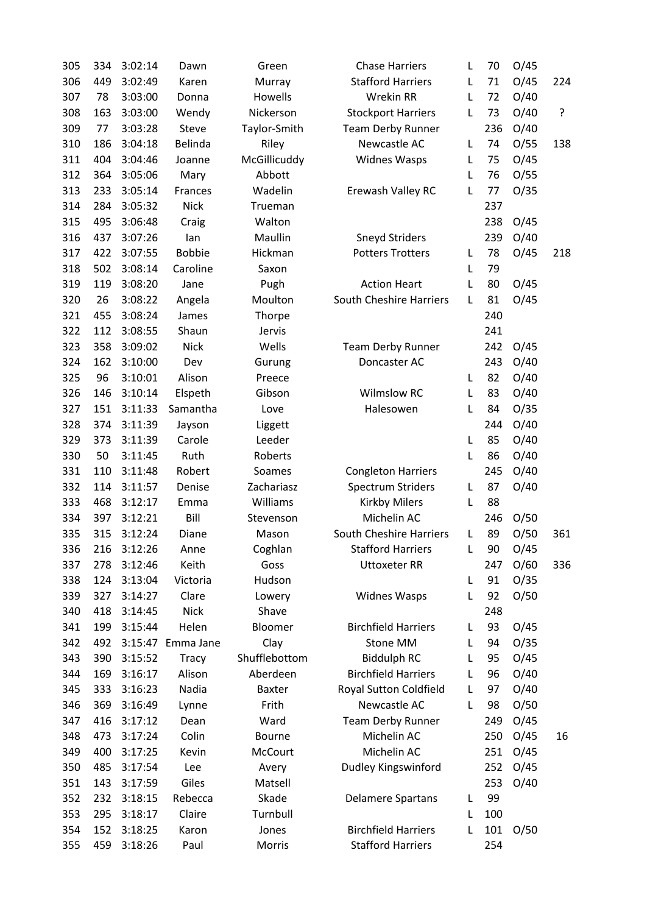| | | | | | | | | | |
|---|---|---|---|---|---|---|---|---|---|
| 305 | 334 | 3:02:14 | Dawn | Green | Chase Harriers | L | 70 | O/45 | |
| 306 | 449 | 3:02:49 | Karen | Murray | Stafford Harriers | L | 71 | O/45 | 224 |
| 307 | 78 | 3:03:00 | Donna | Howells | Wrekin RR | L | 72 | O/40 | |
| 308 | 163 | 3:03:00 | Wendy | Nickerson | Stockport Harriers | L | 73 | O/40 | ? |
| 309 | 77 | 3:03:28 | Steve | Taylor-Smith | Team Derby Runner | | 236 | O/40 | |
| 310 | 186 | 3:04:18 | Belinda | Riley | Newcastle AC | L | 74 | O/55 | 138 |
| 311 | 404 | 3:04:46 | Joanne | McGillicuddy | Widnes Wasps | L | 75 | O/45 | |
| 312 | 364 | 3:05:06 | Mary | Abbott | | L | 76 | O/55 | |
| 313 | 233 | 3:05:14 | Frances | Wadelin | Erewash Valley RC | L | 77 | O/35 | |
| 314 | 284 | 3:05:32 | Nick | Trueman | | | 237 | | |
| 315 | 495 | 3:06:48 | Craig | Walton | | | 238 | O/45 | |
| 316 | 437 | 3:07:26 | Ian | Maullin | Sneyd Striders | | 239 | O/40 | |
| 317 | 422 | 3:07:55 | Bobbie | Hickman | Potters Trotters | L | 78 | O/45 | 218 |
| 318 | 502 | 3:08:14 | Caroline | Saxon | | L | 79 | | |
| 319 | 119 | 3:08:20 | Jane | Pugh | Action Heart | L | 80 | O/45 | |
| 320 | 26 | 3:08:22 | Angela | Moulton | South Cheshire Harriers | L | 81 | O/45 | |
| 321 | 455 | 3:08:24 | James | Thorpe | | | 240 | | |
| 322 | 112 | 3:08:55 | Shaun | Jervis | | | 241 | | |
| 323 | 358 | 3:09:02 | Nick | Wells | Team Derby Runner | | 242 | O/45 | |
| 324 | 162 | 3:10:00 | Dev | Gurung | Doncaster AC | | 243 | O/40 | |
| 325 | 96 | 3:10:01 | Alison | Preece | | L | 82 | O/40 | |
| 326 | 146 | 3:10:14 | Elspeth | Gibson | Wilmslow RC | L | 83 | O/40 | |
| 327 | 151 | 3:11:33 | Samantha | Love | Halesowen | L | 84 | O/35 | |
| 328 | 374 | 3:11:39 | Jayson | Liggett | | | 244 | O/40 | |
| 329 | 373 | 3:11:39 | Carole | Leeder | | L | 85 | O/40 | |
| 330 | 50 | 3:11:45 | Ruth | Roberts | | L | 86 | O/40 | |
| 331 | 110 | 3:11:48 | Robert | Soames | Congleton Harriers | | 245 | O/40 | |
| 332 | 114 | 3:11:57 | Denise | Zachariasz | Spectrum Striders | L | 87 | O/40 | |
| 333 | 468 | 3:12:17 | Emma | Williams | Kirkby Milers | L | 88 | | |
| 334 | 397 | 3:12:21 | Bill | Stevenson | Michelin AC | | 246 | O/50 | |
| 335 | 315 | 3:12:24 | Diane | Mason | South Cheshire Harriers | L | 89 | O/50 | 361 |
| 336 | 216 | 3:12:26 | Anne | Coghlan | Stafford Harriers | L | 90 | O/45 | |
| 337 | 278 | 3:12:46 | Keith | Goss | Uttoxeter RR | | 247 | O/60 | 336 |
| 338 | 124 | 3:13:04 | Victoria | Hudson | | L | 91 | O/35 | |
| 339 | 327 | 3:14:27 | Clare | Lowery | Widnes Wasps | L | 92 | O/50 | |
| 340 | 418 | 3:14:45 | Nick | Shave | | | 248 | | |
| 341 | 199 | 3:15:44 | Helen | Bloomer | Birchfield Harriers | L | 93 | O/45 | |
| 342 | 492 | 3:15:47 | Emma Jane | Clay | Stone MM | L | 94 | O/35 | |
| 343 | 390 | 3:15:52 | Tracy | Shufflebottom | Biddulph RC | L | 95 | O/45 | |
| 344 | 169 | 3:16:17 | Alison | Aberdeen | Birchfield Harriers | L | 96 | O/40 | |
| 345 | 333 | 3:16:23 | Nadia | Baxter | Royal Sutton Coldfield | L | 97 | O/40 | |
| 346 | 369 | 3:16:49 | Lynne | Frith | Newcastle AC | L | 98 | O/50 | |
| 347 | 416 | 3:17:12 | Dean | Ward | Team Derby Runner | | 249 | O/45 | |
| 348 | 473 | 3:17:24 | Colin | Bourne | Michelin AC | | 250 | O/45 | 16 |
| 349 | 400 | 3:17:25 | Kevin | McCourt | Michelin AC | | 251 | O/45 | |
| 350 | 485 | 3:17:54 | Lee | Avery | Dudley Kingswinford | | 252 | O/45 | |
| 351 | 143 | 3:17:59 | Giles | Matsell | | | 253 | O/40 | |
| 352 | 232 | 3:18:15 | Rebecca | Skade | Delamere Spartans | L | 99 | | |
| 353 | 295 | 3:18:17 | Claire | Turnbull | | L | 100 | | |
| 354 | 152 | 3:18:25 | Karon | Jones | Birchfield Harriers | L | 101 | O/50 | |
| 355 | 459 | 3:18:26 | Paul | Morris | Stafford Harriers | | 254 | | |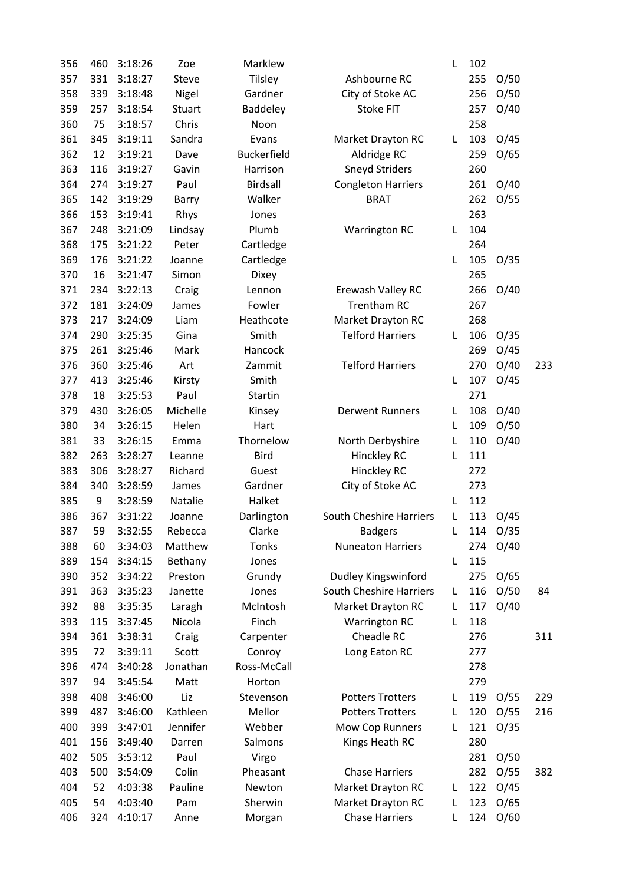| | | | | | | | | | |
|---|---|---|---|---|---|---|---|---|---|
| 356 | 460 | 3:18:26 | Zoe | Marklew | | L | 102 | | |
| 357 | 331 | 3:18:27 | Steve | Tilsley | Ashbourne RC | | 255 | O/50 | |
| 358 | 339 | 3:18:48 | Nigel | Gardner | City of Stoke AC | | 256 | O/50 | |
| 359 | 257 | 3:18:54 | Stuart | Baddeley | Stoke FIT | | 257 | O/40 | |
| 360 | 75 | 3:18:57 | Chris | Noon | | | 258 | | |
| 361 | 345 | 3:19:11 | Sandra | Evans | Market Drayton RC | L | 103 | O/45 | |
| 362 | 12 | 3:19:21 | Dave | Buckerfield | Aldridge RC | | 259 | O/65 | |
| 363 | 116 | 3:19:27 | Gavin | Harrison | Sneyd Striders | | 260 | | |
| 364 | 274 | 3:19:27 | Paul | Birdsall | Congleton Harriers | | 261 | O/40 | |
| 365 | 142 | 3:19:29 | Barry | Walker | BRAT | | 262 | O/55 | |
| 366 | 153 | 3:19:41 | Rhys | Jones | | | 263 | | |
| 367 | 248 | 3:21:09 | Lindsay | Plumb | Warrington RC | L | 104 | | |
| 368 | 175 | 3:21:22 | Peter | Cartledge | | | 264 | | |
| 369 | 176 | 3:21:22 | Joanne | Cartledge | | L | 105 | O/35 | |
| 370 | 16 | 3:21:47 | Simon | Dixey | | | 265 | | |
| 371 | 234 | 3:22:13 | Craig | Lennon | Erewash Valley RC | | 266 | O/40 | |
| 372 | 181 | 3:24:09 | James | Fowler | Trentham RC | | 267 | | |
| 373 | 217 | 3:24:09 | Liam | Heathcote | Market Drayton RC | | 268 | | |
| 374 | 290 | 3:25:35 | Gina | Smith | Telford Harriers | L | 106 | O/35 | |
| 375 | 261 | 3:25:46 | Mark | Hancock | | | 269 | O/45 | |
| 376 | 360 | 3:25:46 | Art | Zammit | Telford Harriers | | 270 | O/40 | 233 |
| 377 | 413 | 3:25:46 | Kirsty | Smith | | L | 107 | O/45 | |
| 378 | 18 | 3:25:53 | Paul | Startin | | | 271 | | |
| 379 | 430 | 3:26:05 | Michelle | Kinsey | Derwent Runners | L | 108 | O/40 | |
| 380 | 34 | 3:26:15 | Helen | Hart | | L | 109 | O/50 | |
| 381 | 33 | 3:26:15 | Emma | Thornelow | North Derbyshire | L | 110 | O/40 | |
| 382 | 263 | 3:28:27 | Leanne | Bird | Hinckley RC | L | 111 | | |
| 383 | 306 | 3:28:27 | Richard | Guest | Hinckley RC | | 272 | | |
| 384 | 340 | 3:28:59 | James | Gardner | City of Stoke AC | | 273 | | |
| 385 | 9 | 3:28:59 | Natalie | Halket | | L | 112 | | |
| 386 | 367 | 3:31:22 | Joanne | Darlington | South Cheshire Harriers | L | 113 | O/45 | |
| 387 | 59 | 3:32:55 | Rebecca | Clarke | Badgers | L | 114 | O/35 | |
| 388 | 60 | 3:34:03 | Matthew | Tonks | Nuneaton Harriers | | 274 | O/40 | |
| 389 | 154 | 3:34:15 | Bethany | Jones | | L | 115 | | |
| 390 | 352 | 3:34:22 | Preston | Grundy | Dudley Kingswinford | | 275 | O/65 | |
| 391 | 363 | 3:35:23 | Janette | Jones | South Cheshire Harriers | L | 116 | O/50 | 84 |
| 392 | 88 | 3:35:35 | Laragh | McIntosh | Market Drayton RC | L | 117 | O/40 | |
| 393 | 115 | 3:37:45 | Nicola | Finch | Warrington RC | L | 118 | | |
| 394 | 361 | 3:38:31 | Craig | Carpenter | Cheadle RC | | 276 | | 311 |
| 395 | 72 | 3:39:11 | Scott | Conroy | Long Eaton RC | | 277 | | |
| 396 | 474 | 3:40:28 | Jonathan | Ross-McCall | | | 278 | | |
| 397 | 94 | 3:45:54 | Matt | Horton | | | 279 | | |
| 398 | 408 | 3:46:00 | Liz | Stevenson | Potters Trotters | L | 119 | O/55 | 229 |
| 399 | 487 | 3:46:00 | Kathleen | Mellor | Potters Trotters | L | 120 | O/55 | 216 |
| 400 | 399 | 3:47:01 | Jennifer | Webber | Mow Cop Runners | L | 121 | O/35 | |
| 401 | 156 | 3:49:40 | Darren | Salmons | Kings Heath RC | | 280 | | |
| 402 | 505 | 3:53:12 | Paul | Virgo | | | 281 | O/50 | |
| 403 | 500 | 3:54:09 | Colin | Pheasant | Chase Harriers | | 282 | O/55 | 382 |
| 404 | 52 | 4:03:38 | Pauline | Newton | Market Drayton RC | L | 122 | O/45 | |
| 405 | 54 | 4:03:40 | Pam | Sherwin | Market Drayton RC | L | 123 | O/65 | |
| 406 | 324 | 4:10:17 | Anne | Morgan | Chase Harriers | L | 124 | O/60 | |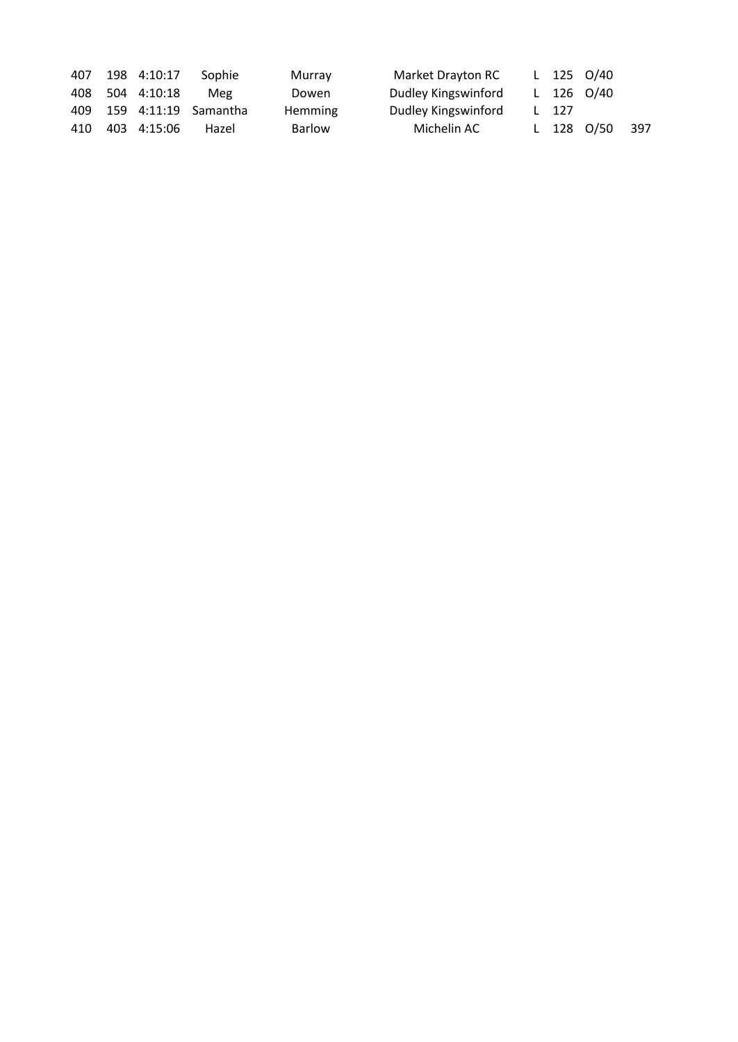| | | | | | | | | | |
|---|---|---|---|---|---|---|---|---|---|
| 407 | 198 | 4:10:17 | Sophie | Murray | Market Drayton RC | L | 125 | O/40 | |
| 408 | 504 | 4:10:18 | Meg | Dowen | Dudley Kingswinford | L | 126 | O/40 | |
| 409 | 159 | 4:11:19 | Samantha | Hemming | Dudley Kingswinford | L | 127 | | |
| 410 | 403 | 4:15:06 | Hazel | Barlow | Michelin AC | L | 128 | O/50 | 397 |